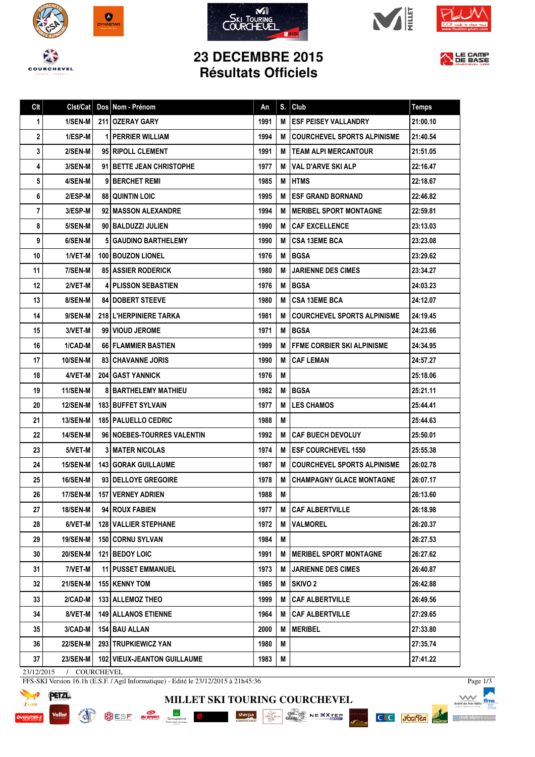# 23 DECEMBRE 2015
## Résultats Officiels

| Clt | Clst/Cat | Dos | Nom - Prénom | An | S. | Club | Temps |
|---|---|---|---|---|---|---|---|
| 1 | 1/SEN-M | 211 | OZERAY GARY | 1991 | M | ESF PEISEY VALLANDRY | 21:00.10 |
| 2 | 1/ESP-M | 1 | PERRIER WILLIAM | 1994 | M | COURCHEVEL SPORTS ALPINISME | 21:40.54 |
| 3 | 2/SEN-M | 95 | RIPOLL CLEMENT | 1991 | M | TEAM ALPI MERCANTOUR | 21:51.05 |
| 4 | 3/SEN-M | 91 | BETTE JEAN CHRISTOPHE | 1977 | M | VAL D'ARVE SKI ALP | 22:16.47 |
| 5 | 4/SEN-M | 9 | BERCHET REMI | 1985 | M | HTMS | 22:18.67 |
| 6 | 2/ESP-M | 88 | QUINTIN LOIC | 1995 | M | ESF GRAND BORNAND | 22:46.82 |
| 7 | 3/ESP-M | 92 | MASSON ALEXANDRE | 1994 | M | MERIBEL SPORT MONTAGNE | 22:59.81 |
| 8 | 5/SEN-M | 90 | BALDUZZI JULIEN | 1990 | M | CAF EXCELLENCE | 23:13.03 |
| 9 | 6/SEN-M | 5 | GAUDINO BARTHELEMY | 1990 | M | CSA 13EME BCA | 23:23.08 |
| 10 | 1/VET-M | 100 | BOUZON LIONEL | 1976 | M | BGSA | 23:29.62 |
| 11 | 7/SEN-M | 85 | ASSIER RODERICK | 1980 | M | JARIENNE DES CIMES | 23:34.27 |
| 12 | 2/VET-M | 4 | PLISSON SEBASTIEN | 1976 | M | BGSA | 24:03.23 |
| 13 | 8/SEN-M | 84 | DOBERT STEEVE | 1980 | M | CSA 13EME BCA | 24:12.07 |
| 14 | 9/SEN-M | 218 | L'HERPINIERE TARKA | 1981 | M | COURCHEVEL SPORTS ALPINISME | 24:19.45 |
| 15 | 3/VET-M | 99 | VIOUD JEROME | 1971 | M | BGSA | 24:23.66 |
| 16 | 1/CAD-M | 66 | FLAMMIER BASTIEN | 1999 | M | FFME CORBIER SKI ALPINISME | 24:34.95 |
| 17 | 10/SEN-M | 83 | CHAVANNE JORIS | 1990 | M | CAF LEMAN | 24:57.27 |
| 18 | 4/VET-M | 204 | GAST YANNICK | 1976 | M |  | 25:18.06 |
| 19 | 11/SEN-M | 8 | BARTHELEMY MATHIEU | 1982 | M | BGSA | 25:21.11 |
| 20 | 12/SEN-M | 183 | BUFFET SYLVAIN | 1977 | M | LES CHAMOS | 25:44.41 |
| 21 | 13/SEN-M | 185 | PALUELLO CEDRIC | 1988 | M |  | 25:44.63 |
| 22 | 14/SEN-M | 96 | NOEBES-TOURRES VALENTIN | 1992 | M | CAF BUECH DEVOLUY | 25:50.01 |
| 23 | 5/VET-M | 3 | MATER NICOLAS | 1974 | M | ESF COURCHEVEL 1550 | 25:55.38 |
| 24 | 15/SEN-M | 143 | GORAK GUILLAUME | 1987 | M | COURCHEVEL SPORTS ALPINISME | 26:02.78 |
| 25 | 16/SEN-M | 93 | DELLOYE GREGOIRE | 1978 | M | CHAMPAGNY GLACE MONTAGNE | 26:07.17 |
| 26 | 17/SEN-M | 157 | VERNEY ADRIEN | 1988 | M |  | 26:13.60 |
| 27 | 18/SEN-M | 94 | ROUX FABIEN | 1977 | M | CAF ALBERTVILLE | 26:18.98 |
| 28 | 6/VET-M | 128 | VALLIER STEPHANE | 1972 | M | VALMOREL | 26:20.37 |
| 29 | 19/SEN-M | 150 | CORNU SYLVAN | 1984 | M |  | 26:27.53 |
| 30 | 20/SEN-M | 121 | BEDOY LOIC | 1991 | M | MERIBEL SPORT MONTAGNE | 26:27.62 |
| 31 | 7/VET-M | 11 | PUSSET EMMANUEL | 1973 | M | JARIENNE DES CIMES | 26:40.87 |
| 32 | 21/SEN-M | 155 | KENNY TOM | 1985 | M | SKIVO 2 | 26:42.88 |
| 33 | 2/CAD-M | 133 | ALLEMOZ THEO | 1999 | M | CAF ALBERTVILLE | 26:49.56 |
| 34 | 8/VET-M | 149 | ALLANOS ETIENNE | 1964 | M | CAF ALBERTVILLE | 27:29.65 |
| 35 | 3/CAD-M | 154 | BAU ALLAN | 2000 | M | MERIBEL | 27:33.80 |
| 36 | 22/SEN-M | 293 | TRUPKIEWICZ YAN | 1980 | M |  | 27:35.74 |
| 37 | 23/SEN-M | 102 | VIEUX-JEANTON GUILLAUME | 1983 | M |  | 27:41.22 |

23/12/2015 / COURCHEVEL

FFS-SKI Version 16.1h (E.S.F. / Agil Informatique) - Edité le 23/12/2015 à 21h45:36

MILLET SKI TOURING COURCHEVEL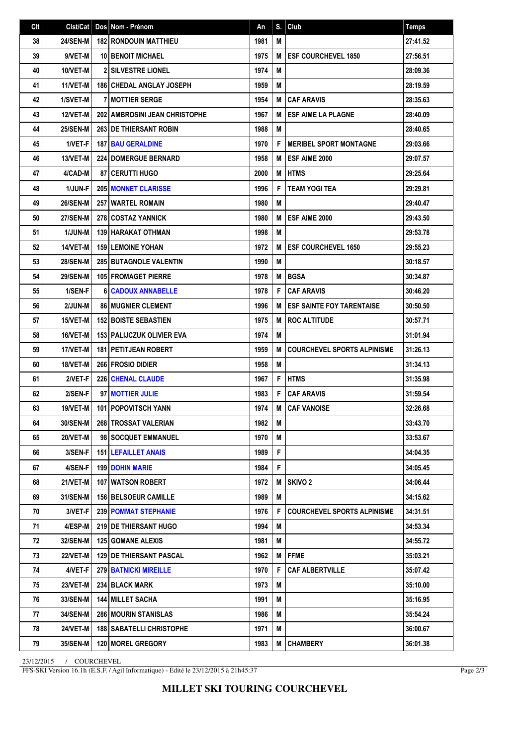| Clt | Clst/Cat | Dos | Nom - Prénom | An | S. | Club | Temps |
|---|---|---|---|---|---|---|---|
| 38 | 24/SEN-M | 182 | RONDOUIN MATTHIEU | 1981 | M | | 27:41.52 |
| 39 | 9/VET-M | 10 | BENOIT MICHAEL | 1975 | M | ESF COURCHEVEL 1850 | 27:56.51 |
| 40 | 10/VET-M | 2 | SILVESTRE LIONEL | 1974 | M | | 28:09.36 |
| 41 | 11/VET-M | 186 | CHEDAL ANGLAY JOSEPH | 1959 | M | | 28:19.59 |
| 42 | 1/SVET-M | 7 | MOTTIER SERGE | 1954 | M | CAF ARAVIS | 28:35.63 |
| 43 | 12/VET-M | 202 | AMBROSINI JEAN CHRISTOPHE | 1967 | M | ESF AIME LA PLAGNE | 28:40.09 |
| 44 | 25/SEN-M | 263 | DE THIERSANT ROBIN | 1988 | M | | 28:40.65 |
| 45 | 1/VET-F | 187 | BAU GERALDINE | 1970 | F | MERIBEL SPORT MONTAGNE | 29:03.66 |
| 46 | 13/VET-M | 224 | DOMERGUE BERNARD | 1958 | M | ESF AIME 2000 | 29:07.57 |
| 47 | 4/CAD-M | 87 | CERUTTI HUGO | 2000 | M | HTMS | 29:25.64 |
| 48 | 1/JUN-F | 205 | MONNET CLARISSE | 1996 | F | TEAM YOGI TEA | 29:29.81 |
| 49 | 26/SEN-M | 257 | WARTEL ROMAIN | 1980 | M | | 29:40.47 |
| 50 | 27/SEN-M | 278 | COSTAZ YANNICK | 1980 | M | ESF AIME 2000 | 29:43.50 |
| 51 | 1/JUN-M | 139 | HARAKAT OTHMAN | 1998 | M | | 29:53.78 |
| 52 | 14/VET-M | 159 | LEMOINE YOHAN | 1972 | M | ESF COURCHEVEL 1650 | 29:55.23 |
| 53 | 28/SEN-M | 285 | BUTAGNOLE VALENTIN | 1990 | M | | 30:18.57 |
| 54 | 29/SEN-M | 105 | FROMAGET PIERRE | 1978 | M | BGSA | 30:34.87 |
| 55 | 1/SEN-F | 6 | CADOUX ANNABELLE | 1978 | F | CAF ARAVIS | 30:46.20 |
| 56 | 2/JUN-M | 86 | MUGNIER CLEMENT | 1996 | M | ESF SAINTE FOY TARENTAISE | 30:50.50 |
| 57 | 15/VET-M | 152 | BOISTE SEBASTIEN | 1975 | M | ROC ALTITUDE | 30:57.71 |
| 58 | 16/VET-M | 153 | PALIJCZUK OLIVIER EVA | 1974 | M | | 31:01.94 |
| 59 | 17/VET-M | 181 | PETITJEAN ROBERT | 1959 | M | COURCHEVEL SPORTS ALPINISME | 31:26.13 |
| 60 | 18/VET-M | 266 | FROSIO DIDIER | 1958 | M | | 31:34.13 |
| 61 | 2/VET-F | 226 | CHENAL CLAUDE | 1967 | F | HTMS | 31:35.98 |
| 62 | 2/SEN-F | 97 | MOTTIER JULIE | 1983 | F | CAF ARAVIS | 31:59.54 |
| 63 | 19/VET-M | 101 | POPOVITSCH YANN | 1974 | M | CAF VANOISE | 32:26.68 |
| 64 | 30/SEN-M | 268 | TROSSAT VALERIAN | 1982 | M | | 33:43.70 |
| 65 | 20/VET-M | 98 | SOCQUET EMMANUEL | 1970 | M | | 33:53.67 |
| 66 | 3/SEN-F | 151 | LEFAILLET ANAIS | 1989 | F | | 34:04.35 |
| 67 | 4/SEN-F | 199 | DOHIN MARIE | 1984 | F | | 34:05.45 |
| 68 | 21/VET-M | 107 | WATSON ROBERT | 1972 | M | SKIVO 2 | 34:06.44 |
| 69 | 31/SEN-M | 156 | BELSOEUR CAMILLE | 1989 | M | | 34:15.62 |
| 70 | 3/VET-F | 239 | POMMAT STEPHANIE | 1976 | F | COURCHEVEL SPORTS ALPINISME | 34:31.51 |
| 71 | 4/ESP-M | 219 | DE THIERSANT HUGO | 1994 | M | | 34:53.34 |
| 72 | 32/SEN-M | 125 | GOMANE ALEXIS | 1981 | M | | 34:55.72 |
| 73 | 22/VET-M | 129 | DE THIERSANT PASCAL | 1962 | M | FFME | 35:03.21 |
| 74 | 4/VET-F | 279 | BATNICKI MIREILLE | 1970 | F | CAF ALBERTVILLE | 35:07.42 |
| 75 | 23/VET-M | 234 | BLACK MARK | 1973 | M | | 35:10.00 |
| 76 | 33/SEN-M | 144 | MILLET SACHA | 1991 | M | | 35:16.95 |
| 77 | 34/SEN-M | 286 | MOURIN STANISLAS | 1986 | M | | 35:54.24 |
| 78 | 24/VET-M | 188 | SABATELLI CHRISTOPHE | 1971 | M | | 36:00.67 |
| 79 | 35/SEN-M | 120 | MOREL GREGORY | 1983 | M | CHAMBERY | 36:01.38 |

23/12/2015 / COURCHEVEL

FFS-SKI Version 16.1h (E.S.F. / Agil Informatique) - Edité le 23/12/2015 à 21h45:37

**MILLET SKI TOURING COURCHEVEL**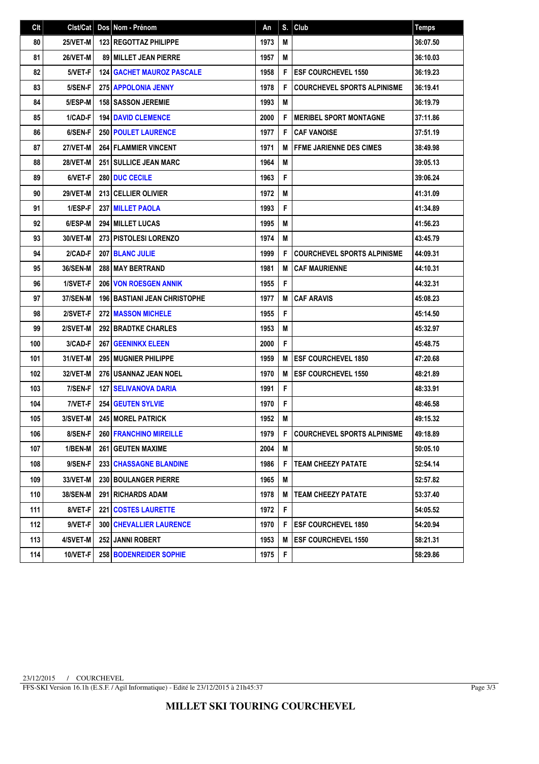| Clt | Clst/Cat | Dos | Nom - Prénom | An | S. | Club | Temps |
|---|---|---|---|---|---|---|---|
| 80 | 25/VET-M | 123 | REGOTTAZ PHILIPPE | 1973 | M | | 36:07.50 |
| 81 | 26/VET-M | 89 | MILLET JEAN PIERRE | 1957 | M | | 36:10.03 |
| 82 | 5/VET-F | 124 | GACHET MAUROZ PASCALE | 1958 | F | ESF COURCHEVEL 1550 | 36:19.23 |
| 83 | 5/SEN-F | 275 | APPOLONIA JENNY | 1978 | F | COURCHEVEL SPORTS ALPINISME | 36:19.41 |
| 84 | 5/ESP-M | 158 | SASSON JEREMIE | 1993 | M | | 36:19.79 |
| 85 | 1/CAD-F | 194 | DAVID CLEMENCE | 2000 | F | MERIBEL SPORT MONTAGNE | 37:11.86 |
| 86 | 6/SEN-F | 250 | POULET LAURENCE | 1977 | F | CAF VANOISE | 37:51.19 |
| 87 | 27/VET-M | 264 | FLAMMIER VINCENT | 1971 | M | FFME JARIENNE DES CIMES | 38:49.98 |
| 88 | 28/VET-M | 251 | SULLICE JEAN MARC | 1964 | M | | 39:05.13 |
| 89 | 6/VET-F | 280 | DUC CECILE | 1963 | F | | 39:06.24 |
| 90 | 29/VET-M | 213 | CELLIER OLIVIER | 1972 | M | | 41:31.09 |
| 91 | 1/ESP-F | 237 | MILLET PAOLA | 1993 | F | | 41:34.89 |
| 92 | 6/ESP-M | 294 | MILLET LUCAS | 1995 | M | | 41:56.23 |
| 93 | 30/VET-M | 273 | PISTOLESI LORENZO | 1974 | M | | 43:45.79 |
| 94 | 2/CAD-F | 207 | BLANC JULIE | 1999 | F | COURCHEVEL SPORTS ALPINISME | 44:09.31 |
| 95 | 36/SEN-M | 288 | MAY BERTRAND | 1981 | M | CAF MAURIENNE | 44:10.31 |
| 96 | 1/SVET-F | 206 | VON ROESGEN ANNIK | 1955 | F | | 44:32.31 |
| 97 | 37/SEN-M | 196 | BASTIANI JEAN CHRISTOPHE | 1977 | M | CAF ARAVIS | 45:08.23 |
| 98 | 2/SVET-F | 272 | MASSON MICHELE | 1955 | F | | 45:14.50 |
| 99 | 2/SVET-M | 292 | BRADTKE CHARLES | 1953 | M | | 45:32.97 |
| 100 | 3/CAD-F | 267 | GEENINKX ELEEN | 2000 | F | | 45:48.75 |
| 101 | 31/VET-M | 295 | MUGNIER PHILIPPE | 1959 | M | ESF COURCHEVEL 1850 | 47:20.68 |
| 102 | 32/VET-M | 276 | USANNAZ JEAN NOEL | 1970 | M | ESF COURCHEVEL 1550 | 48:21.89 |
| 103 | 7/SEN-F | 127 | SELIVANOVA DARIA | 1991 | F | | 48:33.91 |
| 104 | 7/VET-F | 254 | GEUTEN SYLVIE | 1970 | F | | 48:46.58 |
| 105 | 3/SVET-M | 245 | MOREL PATRICK | 1952 | M | | 49:15.32 |
| 106 | 8/SEN-F | 260 | FRANCHINO MIREILLE | 1979 | F | COURCHEVEL SPORTS ALPINISME | 49:18.89 |
| 107 | 1/BEN-M | 261 | GEUTEN MAXIME | 2004 | M | | 50:05.10 |
| 108 | 9/SEN-F | 233 | CHASSAGNE BLANDINE | 1986 | F | TEAM CHEEZY PATATE | 52:54.14 |
| 109 | 33/VET-M | 230 | BOULANGER PIERRE | 1965 | M | | 52:57.82 |
| 110 | 38/SEN-M | 291 | RICHARDS ADAM | 1978 | M | TEAM CHEEZY PATATE | 53:37.40 |
| 111 | 8/VET-F | 221 | COSTES LAURETTE | 1972 | F | | 54:05.52 |
| 112 | 9/VET-F | 300 | CHEVALLIER LAURENCE | 1970 | F | ESF COURCHEVEL 1850 | 54:20.94 |
| 113 | 4/SVET-M | 252 | JANNI ROBERT | 1953 | M | ESF COURCHEVEL 1550 | 58:21.31 |
| 114 | 10/VET-F | 258 | BODENREIDER SOPHIE | 1975 | F | | 58:29.86 |

23/12/2015 / COURCHEVEL

FFS-SKI Version 16.1h (E.S.F. / Agil Informatique) - Edité le 23/12/2015 à 21h45:37

**MILLET SKI TOURING COURCHEVEL**